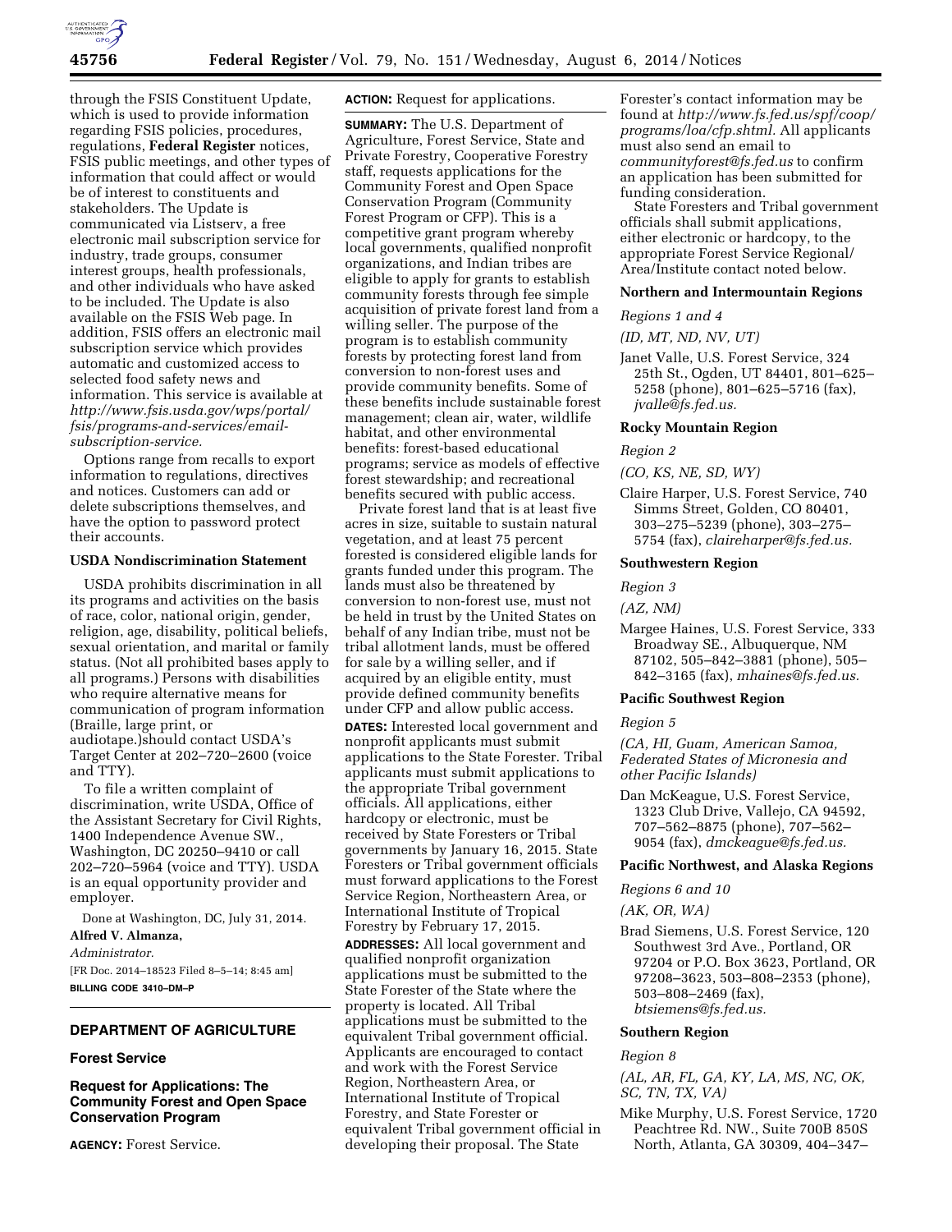through the FSIS Constituent Update, which is used to provide information regarding FSIS policies, procedures, regulations, **Federal Register** notices, FSIS public meetings, and other types of information that could affect or would be of interest to constituents and stakeholders. The Update is communicated via Listserv, a free electronic mail subscription service for industry, trade groups, consumer interest groups, health professionals, and other individuals who have asked to be included. The Update is also available on the FSIS Web page. In addition, FSIS offers an electronic mail subscription service which provides automatic and customized access to selected food safety news and information. This service is available at *http://www.fsis.usda.gov/wps/portal/fsis/programs-and-services/email-subscription-service.*

Options range from recalls to export information to regulations, directives and notices. Customers can add or delete subscriptions themselves, and have the option to password protect their accounts.

### USDA Nondiscrimination Statement

USDA prohibits discrimination in all its programs and activities on the basis of race, color, national origin, gender, religion, age, disability, political beliefs, sexual orientation, and marital or family status. (Not all prohibited bases apply to all programs.) Persons with disabilities who require alternative means for communication of program information (Braille, large print, or audiotape.)should contact USDA's Target Center at 202–720–2600 (voice and TTY).

To file a written complaint of discrimination, write USDA, Office of the Assistant Secretary for Civil Rights, 1400 Independence Avenue SW., Washington, DC 20250–9410 or call 202–720–5964 (voice and TTY). USDA is an equal opportunity provider and employer.

Done at Washington, DC, July 31, 2014.

**Alfred V. Almanza,**

*Administrator.*

[FR Doc. 2014–18523 Filed 8–5–14; 8:45 am]

**BILLING CODE 3410–DM–P**

## DEPARTMENT OF AGRICULTURE

### Forest Service

### Request for Applications: The Community Forest and Open Space Conservation Program

**AGENCY:** Forest Service.

**ACTION:** Request for applications.

**SUMMARY:** The U.S. Department of Agriculture, Forest Service, State and Private Forestry, Cooperative Forestry staff, requests applications for the Community Forest and Open Space Conservation Program (Community Forest Program or CFP). This is a competitive grant program whereby local governments, qualified nonprofit organizations, and Indian tribes are eligible to apply for grants to establish community forests through fee simple acquisition of private forest land from a willing seller. The purpose of the program is to establish community forests by protecting forest land from conversion to non-forest uses and provide community benefits. Some of these benefits include sustainable forest management; clean air, water, wildlife habitat, and other environmental benefits: forest-based educational programs; service as models of effective forest stewardship; and recreational benefits secured with public access.

Private forest land that is at least five acres in size, suitable to sustain natural vegetation, and at least 75 percent forested is considered eligible lands for grants funded under this program. The lands must also be threatened by conversion to non-forest use, must not be held in trust by the United States on behalf of any Indian tribe, must not be tribal allotment lands, must be offered for sale by a willing seller, and if acquired by an eligible entity, must provide defined community benefits under CFP and allow public access.

**DATES:** Interested local government and nonprofit applicants must submit applications to the State Forester. Tribal applicants must submit applications to the appropriate Tribal government officials. All applications, either hardcopy or electronic, must be received by State Foresters or Tribal governments by January 16, 2015. State Foresters or Tribal government officials must forward applications to the Forest Service Region, Northeastern Area, or International Institute of Tropical Forestry by February 17, 2015.

**ADDRESSES:** All local government and qualified nonprofit organization applications must be submitted to the State Forester of the State where the property is located. All Tribal applications must be submitted to the equivalent Tribal government official. Applicants are encouraged to contact and work with the Forest Service Region, Northeastern Area, or International Institute of Tropical Forestry, and State Forester or equivalent Tribal government official in developing their proposal. The State Forester's contact information may be found at *http://www.fs.fed.us/spf/coop/programs/loa/cfp.shtml.* All applicants must also send an email to *communityforest@fs.fed.us* to confirm an application has been submitted for funding consideration.

State Foresters and Tribal government officials shall submit applications, either electronic or hardcopy, to the appropriate Forest Service Regional/Area/Institute contact noted below.

#### Northern and Intermountain Regions

*Regions 1 and 4*

*(ID, MT, ND, NV, UT)*

Janet Valle, U.S. Forest Service, 324 25th St., Ogden, UT 84401, 801–625–5258 (phone), 801–625–5716 (fax), *jvalle@fs.fed.us.*

#### Rocky Mountain Region

*Region 2*

*(CO, KS, NE, SD, WY)*

Claire Harper, U.S. Forest Service, 740 Simms Street, Golden, CO 80401, 303–275–5239 (phone), 303–275–5754 (fax), *claireharper@fs.fed.us.*

#### Southwestern Region

*Region 3*

*(AZ, NM)*

Margee Haines, U.S. Forest Service, 333 Broadway SE., Albuquerque, NM 87102, 505–842–3881 (phone), 505–842–3165 (fax), *mhaines@fs.fed.us.*

#### Pacific Southwest Region

*Region 5*

*(CA, HI, Guam, American Samoa, Federated States of Micronesia and other Pacific Islands)*

Dan McKeague, U.S. Forest Service, 1323 Club Drive, Vallejo, CA 94592, 707–562–8875 (phone), 707–562–9054 (fax), *dmckeague@fs.fed.us.*

#### Pacific Northwest, and Alaska Regions

*Regions 6 and 10*

*(AK, OR, WA)*

Brad Siemens, U.S. Forest Service, 120 Southwest 3rd Ave., Portland, OR 97204 or P.O. Box 3623, Portland, OR 97208–3623, 503–808–2353 (phone), 503–808–2469 (fax), *btsiemens@fs.fed.us.*

#### Southern Region

*Region 8*

*(AL, AR, FL, GA, KY, LA, MS, NC, OK, SC, TN, TX, VA)*

Mike Murphy, U.S. Forest Service, 1720 Peachtree Rd. NW., Suite 700B 850S North, Atlanta, GA 30309, 404–347–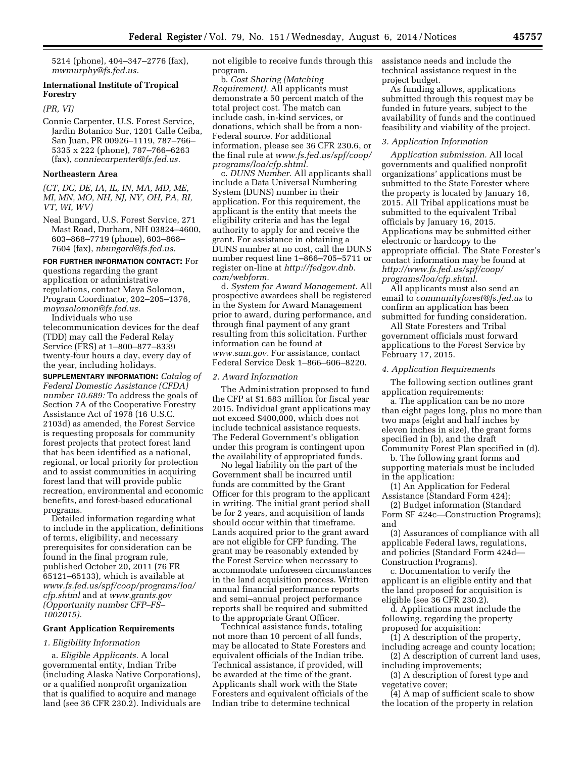5214 (phone), 404–347–2776 (fax), *mwmurphy@fs.fed.us.*

**International Institute of Tropical Forestry**

*(PR, VI)*

Connie Carpenter, U.S. Forest Service, Jardin Botanico Sur, 1201 Calle Ceiba, San Juan, PR 00926–1119, 787–766–5335 x 222 (phone), 787–766–6263 (fax), *conniecarpenter@fs.fed.us.*

**Northeastern Area**

*(CT, DC, DE, IA, IL, IN, MA, MD, ME, MI, MN, MO, NH, NJ, NY, OH, PA, RI, VT, WI, WV)*

Neal Bungard, U.S. Forest Service, 271 Mast Road, Durham, NH 03824–4600, 603–868–7719 (phone), 603–868–7604 (fax), *nbungard@fs.fed.us.*

**FOR FURTHER INFORMATION CONTACT:** For questions regarding the grant application or administrative regulations, contact Maya Solomon, Program Coordinator, 202–205–1376, *mayasolomon@fs.fed.us.*

Individuals who use telecommunication devices for the deaf (TDD) may call the Federal Relay Service (FRS) at 1–800–877–8339 twenty-four hours a day, every day of the year, including holidays.

**SUPPLEMENTARY INFORMATION:** *Catalog of Federal Domestic Assistance (CFDA) number 10.689:* To address the goals of Section 7A of the Cooperative Forestry Assistance Act of 1978 (16 U.S.C. 2103d) as amended, the Forest Service is requesting proposals for community forest projects that protect forest land that has been identified as a national, regional, or local priority for protection and to assist communities in acquiring forest land that will provide public recreation, environmental and economic benefits, and forest-based educational programs.

Detailed information regarding what to include in the application, definitions of terms, eligibility, and necessary prerequisites for consideration can be found in the final program rule, published October 20, 2011 (76 FR 65121–65133), which is available at *www.fs.fed.us/spf/coop/programs/loa/cfp.shtml* and at *www.grants.gov (Opportunity number CFP–FS–1002015).*

**Grant Application Requirements**

*1. Eligibility Information*

a. *Eligible Applicants.* A local governmental entity, Indian Tribe (including Alaska Native Corporations), or a qualified nonprofit organization that is qualified to acquire and manage land (see 36 CFR 230.2). Individuals are not eligible to receive funds through this program.

b. *Cost Sharing (Matching Requirement).* All applicants must demonstrate a 50 percent match of the total project cost. The match can include cash, in-kind services, or donations, which shall be from a non-Federal source. For additional information, please see 36 CFR 230.6, or the final rule at *www.fs.fed.us/spf/coop/programs/loa/cfp.shtml.*

c. *DUNS Number.* All applicants shall include a Data Universal Numbering System (DUNS) number in their application. For this requirement, the applicant is the entity that meets the eligibility criteria and has the legal authority to apply for and receive the grant. For assistance in obtaining a DUNS number at no cost, call the DUNS number request line 1–866–705–5711 or register on-line at *http://fedgov.dnb.com/webform.*

d. *System for Award Management.* All prospective awardees shall be registered in the System for Award Management prior to award, during performance, and through final payment of any grant resulting from this solicitation. Further information can be found at *www.sam.gov.* For assistance, contact Federal Service Desk 1–866–606–8220.

*2. Award Information*

The Administration proposed to fund the CFP at $1.683 million for fiscal year 2015. Individual grant applications may not exceed $400,000, which does not include technical assistance requests. The Federal Government's obligation under this program is contingent upon the availability of appropriated funds.

No legal liability on the part of the Government shall be incurred until funds are committed by the Grant Officer for this program to the applicant in writing. The initial grant period shall be for 2 years, and acquisition of lands should occur within that timeframe. Lands acquired prior to the grant award are not eligible for CFP funding. The grant may be reasonably extended by the Forest Service when necessary to accommodate unforeseen circumstances in the land acquisition process. Written annual financial performance reports and semi–annual project performance reports shall be required and submitted to the appropriate Grant Officer.

Technical assistance funds, totaling not more than 10 percent of all funds, may be allocated to State Foresters and equivalent officials of the Indian tribe. Technical assistance, if provided, will be awarded at the time of the grant. Applicants shall work with the State Foresters and equivalent officials of the Indian tribe to determine technical assistance needs and include the technical assistance request in the project budget.

As funding allows, applications submitted through this request may be funded in future years, subject to the availability of funds and the continued feasibility and viability of the project.

*3. Application Information*

*Application submission.* All local governments and qualified nonprofit organizations' applications must be submitted to the State Forester where the property is located by January 16, 2015. All Tribal applications must be submitted to the equivalent Tribal officials by January 16, 2015. Applications may be submitted either electronic or hardcopy to the appropriate official. The State Forester's contact information may be found at *http://www.fs.fed.us/spf/coop/programs/loa/cfp.shtml.*

All applicants must also send an email to *communityforest@fs.fed.us* to confirm an application has been submitted for funding consideration.

All State Foresters and Tribal government officials must forward applications to the Forest Service by February 17, 2015.

*4. Application Requirements*

The following section outlines grant application requirements:

a. The application can be no more than eight pages long, plus no more than two maps (eight and half inches by eleven inches in size), the grant forms specified in (b), and the draft Community Forest Plan specified in (d).

b. The following grant forms and supporting materials must be included in the application:

(1) An Application for Federal Assistance (Standard Form 424);

(2) Budget information (Standard Form SF 424c—Construction Programs); and

(3) Assurances of compliance with all applicable Federal laws, regulations, and policies (Standard Form 424d—Construction Programs).

c. Documentation to verify the applicant is an eligible entity and that the land proposed for acquisition is eligible (see 36 CFR 230.2).

d. Applications must include the following, regarding the property proposed for acquisition:

(1) A description of the property, including acreage and county location;

(2) A description of current land uses, including improvements;

(3) A description of forest type and vegetative cover;

(4) A map of sufficient scale to show the location of the property in relation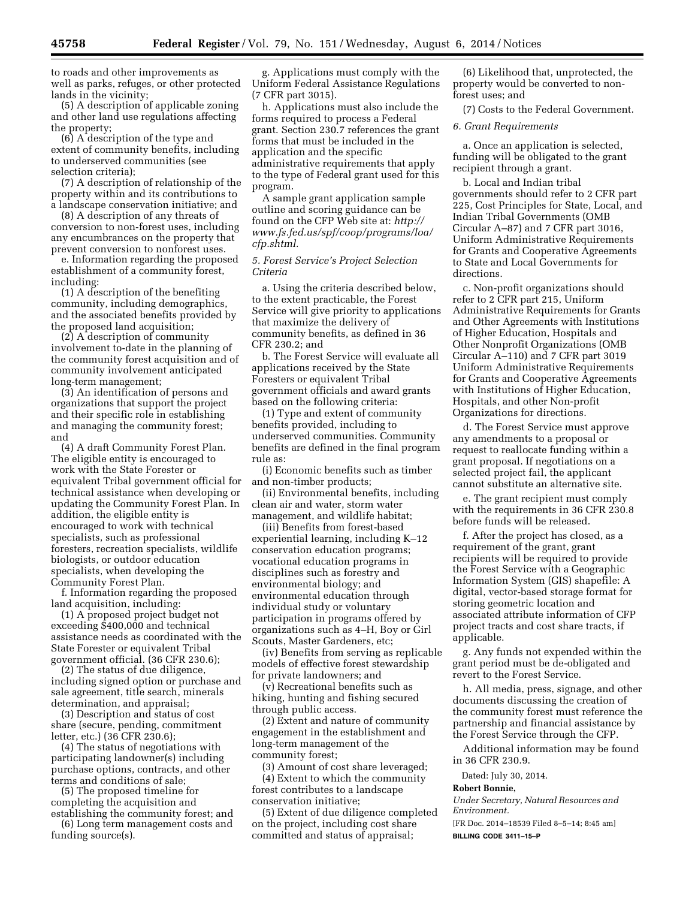to roads and other improvements as well as parks, refuges, or other protected lands in the vicinity;

(5) A description of applicable zoning and other land use regulations affecting the property;

(6) A description of the type and extent of community benefits, including to underserved communities (see selection criteria);

(7) A description of relationship of the property within and its contributions to a landscape conservation initiative; and

(8) A description of any threats of conversion to non-forest uses, including any encumbrances on the property that prevent conversion to nonforest uses.

e. Information regarding the proposed establishment of a community forest, including:

(1) A description of the benefiting community, including demographics, and the associated benefits provided by the proposed land acquisition;

(2) A description of community involvement to-date in the planning of the community forest acquisition and of community involvement anticipated long-term management;

(3) An identification of persons and organizations that support the project and their specific role in establishing and managing the community forest; and

(4) A draft Community Forest Plan. The eligible entity is encouraged to work with the State Forester or equivalent Tribal government official for technical assistance when developing or updating the Community Forest Plan. In addition, the eligible entity is encouraged to work with technical specialists, such as professional foresters, recreation specialists, wildlife biologists, or outdoor education specialists, when developing the Community Forest Plan.

f. Information regarding the proposed land acquisition, including:

(1) A proposed project budget not exceeding $400,000 and technical assistance needs as coordinated with the State Forester or equivalent Tribal government official. (36 CFR 230.6);

(2) The status of due diligence, including signed option or purchase and sale agreement, title search, minerals determination, and appraisal;

(3) Description and status of cost share (secure, pending, commitment letter, etc.) (36 CFR 230.6);

(4) The status of negotiations with participating landowner(s) including purchase options, contracts, and other terms and conditions of sale;

(5) The proposed timeline for completing the acquisition and establishing the community forest; and

(6) Long term management costs and funding source(s).

g. Applications must comply with the Uniform Federal Assistance Regulations (7 CFR part 3015).

h. Applications must also include the forms required to process a Federal grant. Section 230.7 references the grant forms that must be included in the application and the specific administrative requirements that apply to the type of Federal grant used for this program.

A sample grant application sample outline and scoring guidance can be found on the CFP Web site at: *http://www.fs.fed.us/spf/coop/programs/loa/cfp.shtml.*

### *5. Forest Service's Project Selection Criteria*

a. Using the criteria described below, to the extent practicable, the Forest Service will give priority to applications that maximize the delivery of community benefits, as defined in 36 CFR 230.2; and

b. The Forest Service will evaluate all applications received by the State Foresters or equivalent Tribal government officials and award grants based on the following criteria:

(1) Type and extent of community benefits provided, including to underserved communities. Community benefits are defined in the final program rule as:

(i) Economic benefits such as timber and non-timber products;

(ii) Environmental benefits, including clean air and water, storm water management, and wildlife habitat;

(iii) Benefits from forest-based experiential learning, including K–12 conservation education programs; vocational education programs in disciplines such as forestry and environmental biology; and environmental education through individual study or voluntary participation in programs offered by organizations such as 4–H, Boy or Girl Scouts, Master Gardeners, etc;

(iv) Benefits from serving as replicable models of effective forest stewardship for private landowners; and

(v) Recreational benefits such as hiking, hunting and fishing secured through public access.

(2) Extent and nature of community engagement in the establishment and long-term management of the community forest;

(3) Amount of cost share leveraged;

(4) Extent to which the community forest contributes to a landscape conservation initiative;

(5) Extent of due diligence completed on the project, including cost share committed and status of appraisal;

(6) Likelihood that, unprotected, the property would be converted to non-forest uses; and

(7) Costs to the Federal Government.

### *6. Grant Requirements*

a. Once an application is selected, funding will be obligated to the grant recipient through a grant.

b. Local and Indian tribal governments should refer to 2 CFR part 225, Cost Principles for State, Local, and Indian Tribal Governments (OMB Circular A–87) and 7 CFR part 3016, Uniform Administrative Requirements for Grants and Cooperative Agreements to State and Local Governments for directions.

c. Non-profit organizations should refer to 2 CFR part 215, Uniform Administrative Requirements for Grants and Other Agreements with Institutions of Higher Education, Hospitals and Other Nonprofit Organizations (OMB Circular A–110) and 7 CFR part 3019 Uniform Administrative Requirements for Grants and Cooperative Agreements with Institutions of Higher Education, Hospitals, and other Non-profit Organizations for directions.

d. The Forest Service must approve any amendments to a proposal or request to reallocate funding within a grant proposal. If negotiations on a selected project fail, the applicant cannot substitute an alternative site.

e. The grant recipient must comply with the requirements in 36 CFR 230.8 before funds will be released.

f. After the project has closed, as a requirement of the grant, grant recipients will be required to provide the Forest Service with a Geographic Information System (GIS) shapefile: A digital, vector-based storage format for storing geometric location and associated attribute information of CFP project tracts and cost share tracts, if applicable.

g. Any funds not expended within the grant period must be de-obligated and revert to the Forest Service.

h. All media, press, signage, and other documents discussing the creation of the community forest must reference the partnership and financial assistance by the Forest Service through the CFP.

Additional information may be found in 36 CFR 230.9.

Dated: July 30, 2014.

**Robert Bonnie,**

*Under Secretary, Natural Resources and Environment.*

[FR Doc. 2014–18539 Filed 8–5–14; 8:45 am]

**BILLING CODE 3411–15–P**